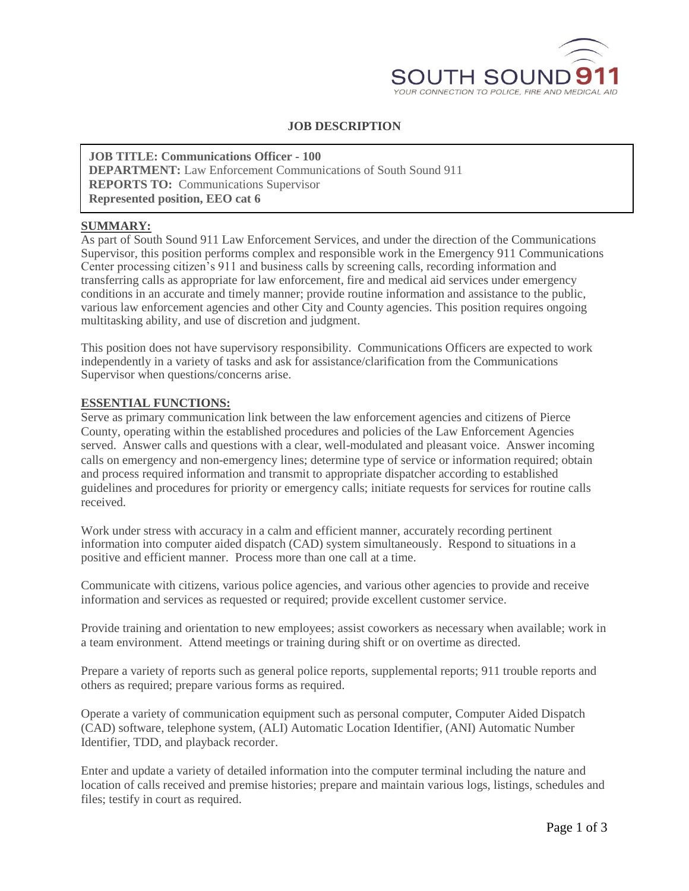SOUTH SOUND 911

YOUR CONNECTION TO POLICE, FIRE AND MEDICAL AID

# JOB DESCRIPTION

**JOB TITLE: Communications Officer - 100**
**DEPARTMENT:** Law Enforcement Communications of South Sound 911
**REPORTS TO:** Communications Supervisor
**Represented position, EEO cat 6**

## SUMMARY:

As part of South Sound 911 Law Enforcement Services, and under the direction of the Communications Supervisor, this position performs complex and responsible work in the Emergency 911 Communications Center processing citizen's 911 and business calls by screening calls, recording information and transferring calls as appropriate for law enforcement, fire and medical aid services under emergency conditions in an accurate and timely manner; provide routine information and assistance to the public, various law enforcement agencies and other City and County agencies. This position requires ongoing multitasking ability, and use of discretion and judgment.

This position does not have supervisory responsibility. Communications Officers are expected to work independently in a variety of tasks and ask for assistance/clarification from the Communications Supervisor when questions/concerns arise.

## ESSENTIAL FUNCTIONS:

Serve as primary communication link between the law enforcement agencies and citizens of Pierce County, operating within the established procedures and policies of the Law Enforcement Agencies served. Answer calls and questions with a clear, well-modulated and pleasant voice. Answer incoming calls on emergency and non-emergency lines; determine type of service or information required; obtain and process required information and transmit to appropriate dispatcher according to established guidelines and procedures for priority or emergency calls; initiate requests for services for routine calls received.

Work under stress with accuracy in a calm and efficient manner, accurately recording pertinent information into computer aided dispatch (CAD) system simultaneously. Respond to situations in a positive and efficient manner. Process more than one call at a time.

Communicate with citizens, various police agencies, and various other agencies to provide and receive information and services as requested or required; provide excellent customer service.

Provide training and orientation to new employees; assist coworkers as necessary when available; work in a team environment. Attend meetings or training during shift or on overtime as directed.

Prepare a variety of reports such as general police reports, supplemental reports; 911 trouble reports and others as required; prepare various forms as required.

Operate a variety of communication equipment such as personal computer, Computer Aided Dispatch (CAD) software, telephone system, (ALI) Automatic Location Identifier, (ANI) Automatic Number Identifier, TDD, and playback recorder.

Enter and update a variety of detailed information into the computer terminal including the nature and location of calls received and premise histories; prepare and maintain various logs, listings, schedules and files; testify in court as required.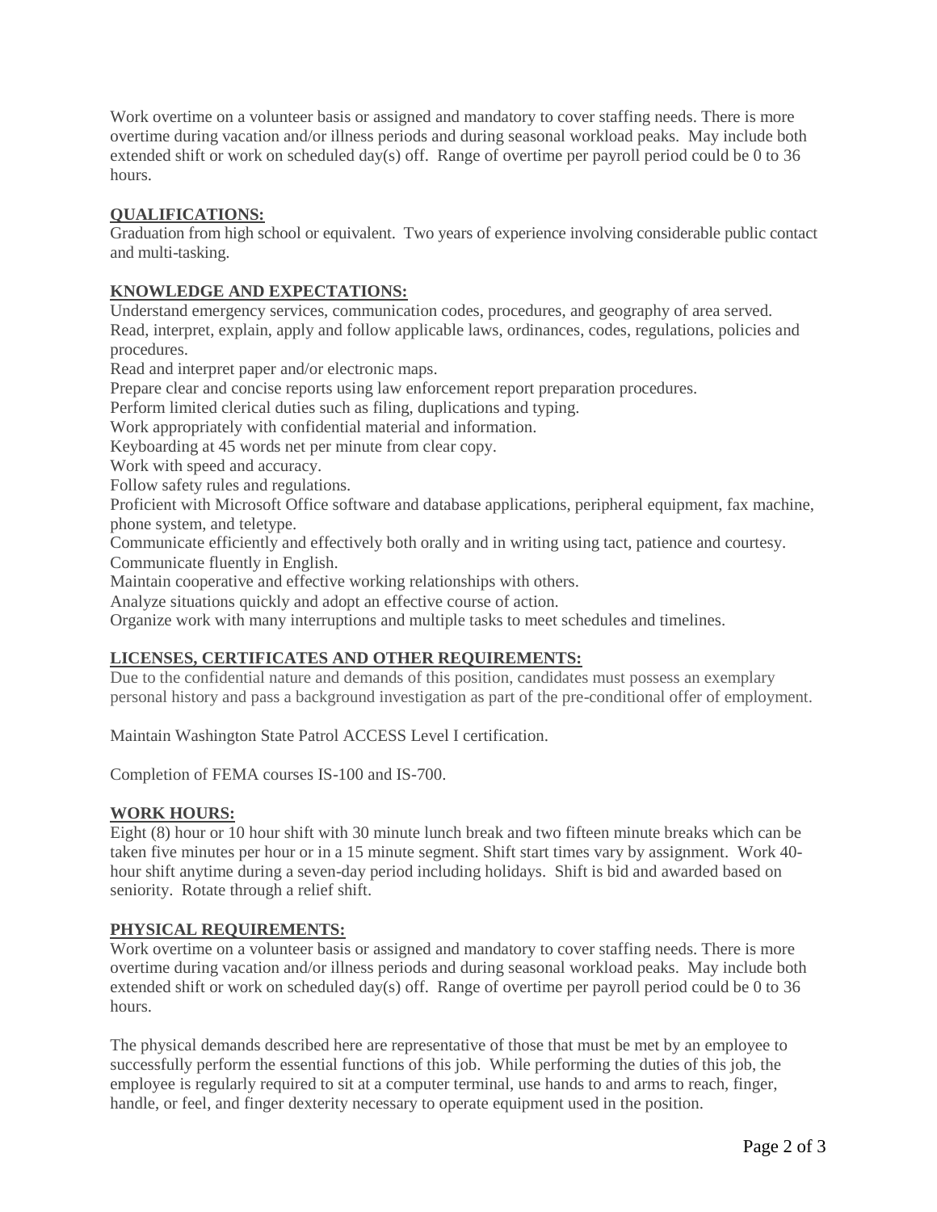Work overtime on a volunteer basis or assigned and mandatory to cover staffing needs. There is more overtime during vacation and/or illness periods and during seasonal workload peaks. May include both extended shift or work on scheduled day(s) off. Range of overtime per payroll period could be 0 to 36 hours.

## QUALIFICATIONS:

Graduation from high school or equivalent. Two years of experience involving considerable public contact and multi-tasking.

## KNOWLEDGE AND EXPECTATIONS:

Understand emergency services, communication codes, procedures, and geography of area served.
Read, interpret, explain, apply and follow applicable laws, ordinances, codes, regulations, policies and procedures.
Read and interpret paper and/or electronic maps.
Prepare clear and concise reports using law enforcement report preparation procedures.
Perform limited clerical duties such as filing, duplications and typing.
Work appropriately with confidential material and information.
Keyboarding at 45 words net per minute from clear copy.
Work with speed and accuracy.
Follow safety rules and regulations.
Proficient with Microsoft Office software and database applications, peripheral equipment, fax machine, phone system, and teletype.
Communicate efficiently and effectively both orally and in writing using tact, patience and courtesy.
Communicate fluently in English.
Maintain cooperative and effective working relationships with others.
Analyze situations quickly and adopt an effective course of action.
Organize work with many interruptions and multiple tasks to meet schedules and timelines.

## LICENSES, CERTIFICATES AND OTHER REQUIREMENTS:

Due to the confidential nature and demands of this position, candidates must possess an exemplary personal history and pass a background investigation as part of the pre-conditional offer of employment.

Maintain Washington State Patrol ACCESS Level I certification.

Completion of FEMA courses IS-100 and IS-700.

## WORK HOURS:

Eight (8) hour or 10 hour shift with 30 minute lunch break and two fifteen minute breaks which can be taken five minutes per hour or in a 15 minute segment. Shift start times vary by assignment. Work 40-hour shift anytime during a seven-day period including holidays. Shift is bid and awarded based on seniority. Rotate through a relief shift.

## PHYSICAL REQUIREMENTS:

Work overtime on a volunteer basis or assigned and mandatory to cover staffing needs. There is more overtime during vacation and/or illness periods and during seasonal workload peaks. May include both extended shift or work on scheduled day(s) off. Range of overtime per payroll period could be 0 to 36 hours.

The physical demands described here are representative of those that must be met by an employee to successfully perform the essential functions of this job. While performing the duties of this job, the employee is regularly required to sit at a computer terminal, use hands to and arms to reach, finger, handle, or feel, and finger dexterity necessary to operate equipment used in the position.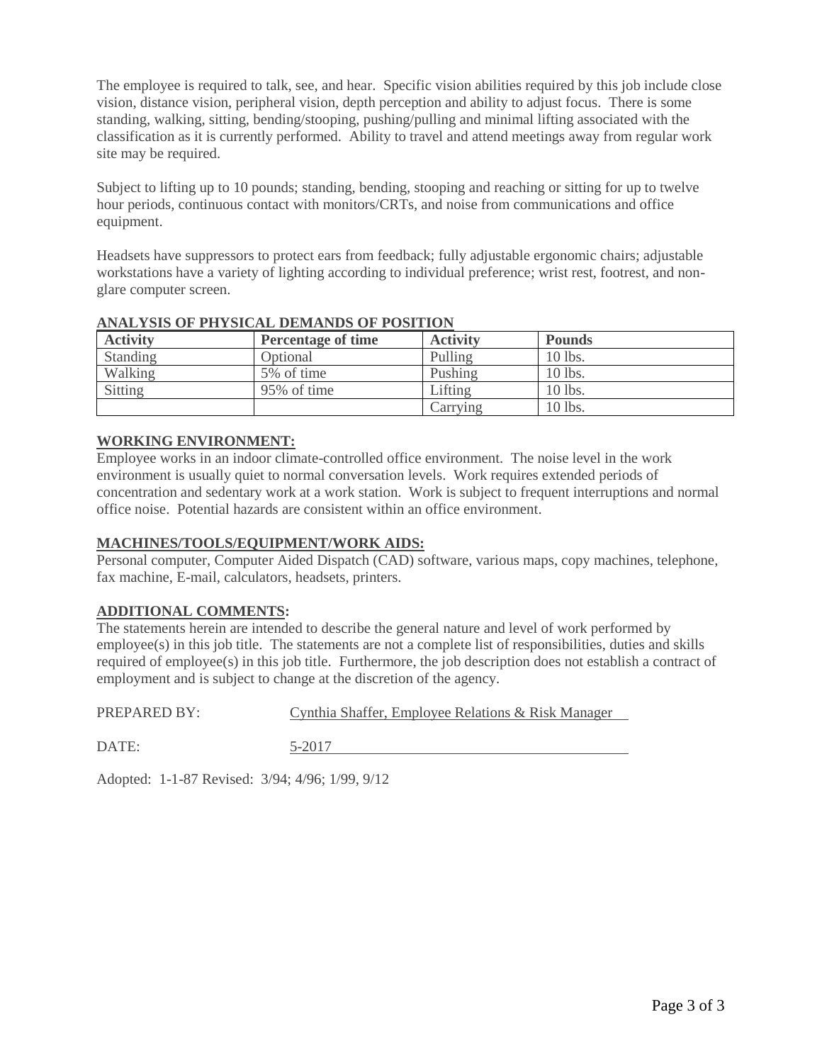The employee is required to talk, see, and hear. Specific vision abilities required by this job include close vision, distance vision, peripheral vision, depth perception and ability to adjust focus. There is some standing, walking, sitting, bending/stooping, pushing/pulling and minimal lifting associated with the classification as it is currently performed. Ability to travel and attend meetings away from regular work site may be required.

Subject to lifting up to 10 pounds; standing, bending, stooping and reaching or sitting for up to twelve hour periods, continuous contact with monitors/CRTs, and noise from communications and office equipment.

Headsets have suppressors to protect ears from feedback; fully adjustable ergonomic chairs; adjustable workstations have a variety of lighting according to individual preference; wrist rest, footrest, and non-glare computer screen.

**ANALYSIS OF PHYSICAL DEMANDS OF POSITION**

| Activity | Percentage of time | Activity | Pounds |
|---|---|---|---|
| Standing | Optional | Pulling | 10 lbs. |
| Walking | 5% of time | Pushing | 10 lbs. |
| Sitting | 95% of time | Lifting | 10 lbs. |
| | | Carrying | 10 lbs. |

**WORKING ENVIRONMENT:**

Employee works in an indoor climate-controlled office environment. The noise level in the work environment is usually quiet to normal conversation levels. Work requires extended periods of concentration and sedentary work at a work station. Work is subject to frequent interruptions and normal office noise. Potential hazards are consistent within an office environment.

**MACHINES/TOOLS/EQUIPMENT/WORK AIDS:**

Personal computer, Computer Aided Dispatch (CAD) software, various maps, copy machines, telephone, fax machine, E-mail, calculators, headsets, printers.

**ADDITIONAL COMMENTS:**

The statements herein are intended to describe the general nature and level of work performed by employee(s) in this job title. The statements are not a complete list of responsibilities, duties and skills required of employee(s) in this job title. Furthermore, the job description does not establish a contract of employment and is subject to change at the discretion of the agency.

PREPARED BY: Cynthia Shaffer, Employee Relations & Risk Manager

DATE: 5-2017

Adopted: 1-1-87 Revised: 3/94; 4/96; 1/99, 9/12